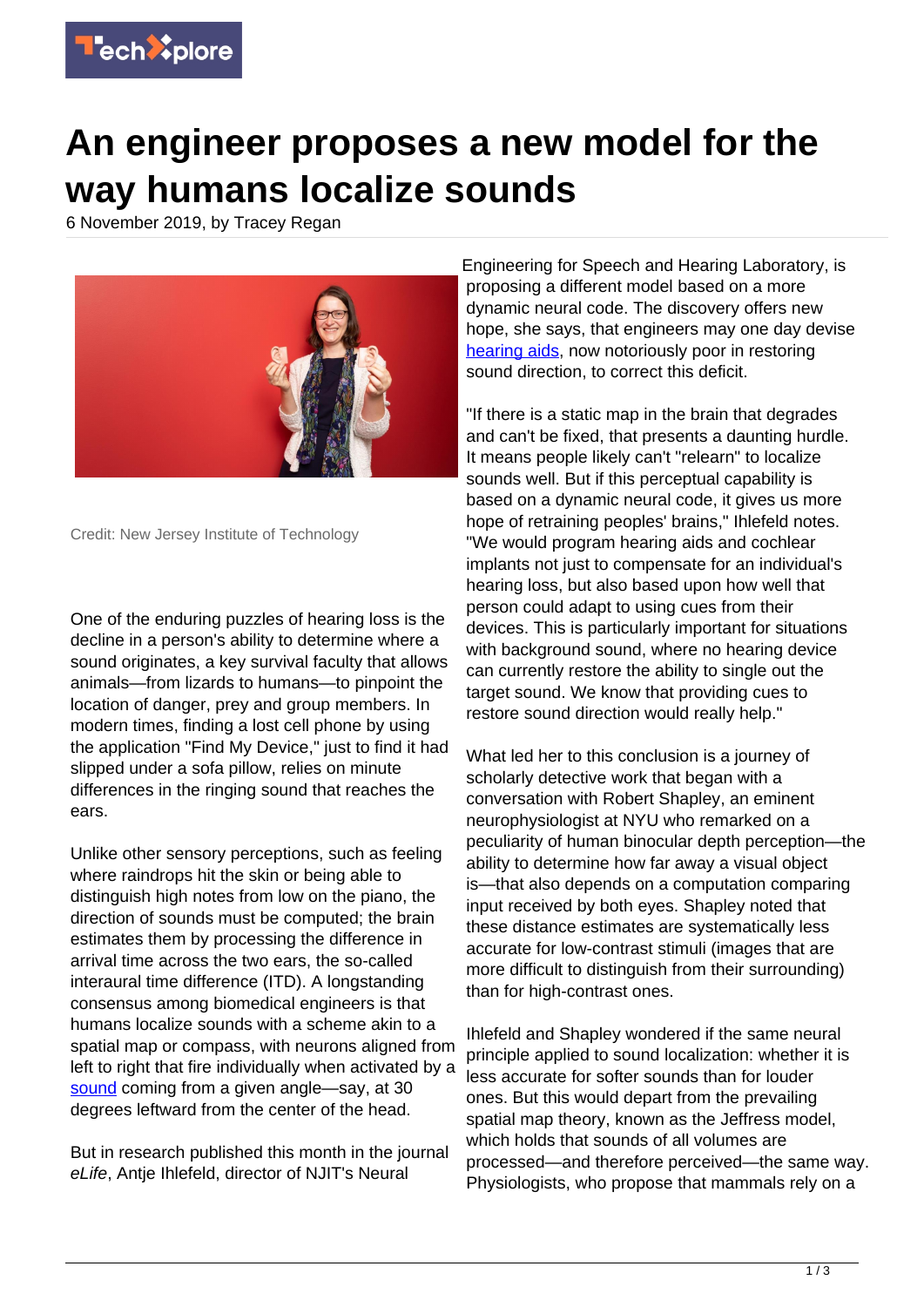# An engineer proposes a new model for the way humans localize sounds

6 November 2019, by Tracey Regan

Credit: New Jersey Institute of Technology

One of the enduring puzzles of hearing loss is the decline in a person's ability to determine where a sound originates, a key survival faculty that allows animals—from lizards to humans—to pinpoint the location of danger, prey and group members. In modern times, finding a lost cell phone by using the application "Find My Device," just to find it had slipped under a sofa pillow, relies on minute differences in the ringing sound that reaches the ears.

Unlike other sensory perceptions, such as feeling where raindrops hit the skin or being able to distinguish high notes from low on the piano, the direction of sounds must be computed; the brain estimates them by processing the difference in arrival time across the two ears, the so-called interaural time difference (ITD). A longstanding consensus among biomedical engineers is that humans localize sounds with a scheme akin to a spatial map or compass, with neurons aligned from left to right that fire individually when activated by a sound coming from a given angle—say, at 30 degrees leftward from the center of the head.

But in research published this month in the journal *eLife*, Antje Ihlefeld, director of NJIT's Neural Engineering for Speech and Hearing Laboratory, is proposing a different model based on a more dynamic neural code. The discovery offers new hope, she says, that engineers may one day devise hearing aids, now notoriously poor in restoring sound direction, to correct this deficit.

"If there is a static map in the brain that degrades and can't be fixed, that presents a daunting hurdle. It means people likely can't "relearn" to localize sounds well. But if this perceptual capability is based on a dynamic neural code, it gives us more hope of retraining peoples' brains," Ihlefeld notes. "We would program hearing aids and cochlear implants not just to compensate for an individual's hearing loss, but also based upon how well that person could adapt to using cues from their devices. This is particularly important for situations with background sound, where no hearing device can currently restore the ability to single out the target sound. We know that providing cues to restore sound direction would really help."

What led her to this conclusion is a journey of scholarly detective work that began with a conversation with Robert Shapley, an eminent neurophysiologist at NYU who remarked on a peculiarity of human binocular depth perception—the ability to determine how far away a visual object is—that also depends on a computation comparing input received by both eyes. Shapley noted that these distance estimates are systematically less accurate for low-contrast stimuli (images that are more difficult to distinguish from their surrounding) than for high-contrast ones.

Ihlefeld and Shapley wondered if the same neural principle applied to sound localization: whether it is less accurate for softer sounds than for louder ones. But this would depart from the prevailing spatial map theory, known as the Jeffress model, which holds that sounds of all volumes are processed—and therefore perceived—the same way. Physiologists, who propose that mammals rely on a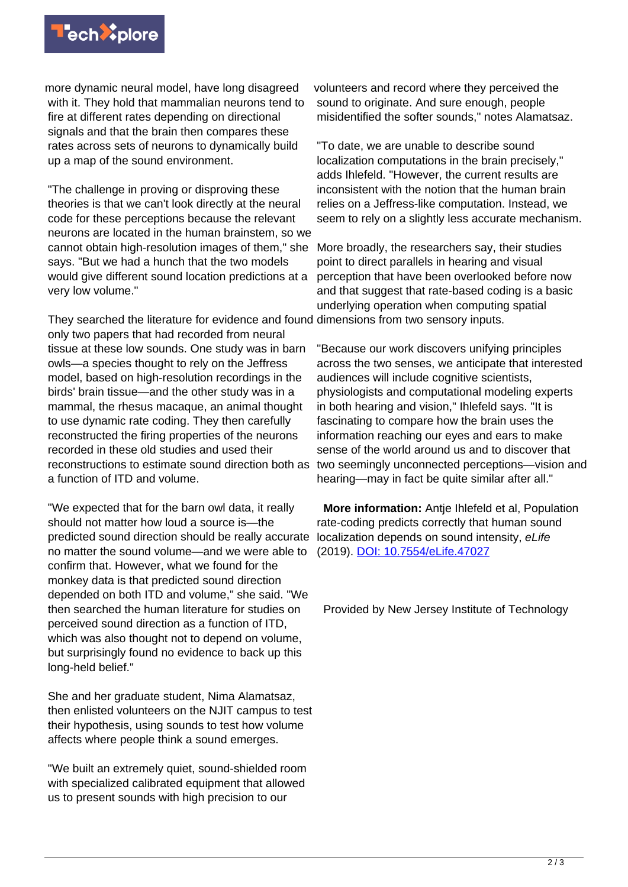more dynamic neural model, have long disagreed with it. They hold that mammalian neurons tend to fire at different rates depending on directional signals and that the brain then compares these rates across sets of neurons to dynamically build up a map of the sound environment.

"The challenge in proving or disproving these theories is that we can't look directly at the neural code for these perceptions because the relevant neurons are located in the human brainstem, so we cannot obtain high-resolution images of them," she says. "But we had a hunch that the two models would give different sound location predictions at a very low volume."

They searched the literature for evidence and found only two papers that had recorded from neural tissue at these low sounds. One study was in barn owls—a species thought to rely on the Jeffress model, based on high-resolution recordings in the birds' brain tissue—and the other study was in a mammal, the rhesus macaque, an animal thought to use dynamic rate coding. They then carefully reconstructed the firing properties of the neurons recorded in these old studies and used their reconstructions to estimate sound direction both as a function of ITD and volume.

"We expected that for the barn owl data, it really should not matter how loud a source is—the predicted sound direction should be really accurate no matter the sound volume—and we were able to confirm that. However, what we found for the monkey data is that predicted sound direction depended on both ITD and volume," she said. "We then searched the human literature for studies on perceived sound direction as a function of ITD, which was also thought not to depend on volume, but surprisingly found no evidence to back up this long-held belief."

She and her graduate student, Nima Alamatsaz, then enlisted volunteers on the NJIT campus to test their hypothesis, using sounds to test how volume affects where people think a sound emerges.

"We built an extremely quiet, sound-shielded room with specialized calibrated equipment that allowed us to present sounds with high precision to our volunteers and record where they perceived the sound to originate. And sure enough, people misidentified the softer sounds," notes Alamatsaz.

"To date, we are unable to describe sound localization computations in the brain precisely," adds Ihlefeld. "However, the current results are inconsistent with the notion that the human brain relies on a Jeffress-like computation. Instead, we seem to rely on a slightly less accurate mechanism.

More broadly, the researchers say, their studies point to direct parallels in hearing and visual perception that have been overlooked before now and that suggest that rate-based coding is a basic underlying operation when computing spatial dimensions from two sensory inputs.

"Because our work discovers unifying principles across the two senses, we anticipate that interested audiences will include cognitive scientists, physiologists and computational modeling experts in both hearing and vision," Ihlefeld says. "It is fascinating to compare how the brain uses the information reaching our eyes and ears to make sense of the world around us and to discover that two seemingly unconnected perceptions—vision and hearing—may in fact be quite similar after all."

**More information:** Antje Ihlefeld et al, Population rate-coding predicts correctly that human sound localization depends on sound intensity, *eLife* (2019). [DOI: 10.7554/eLife.47027](https://dx.doi.org/10.7554/eLife.47027)

Provided by New Jersey Institute of Technology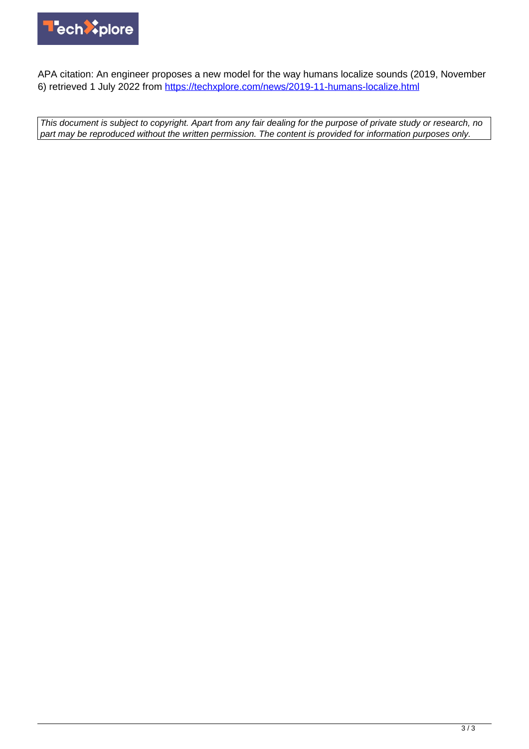APA citation: An engineer proposes a new model for the way humans localize sounds (2019, November 6) retrieved 1 July 2022 from https://techxplore.com/news/2019-11-humans-localize.html

*This document is subject to copyright. Apart from any fair dealing for the purpose of private study or research, no part may be reproduced without the written permission. The content is provided for information purposes only.*